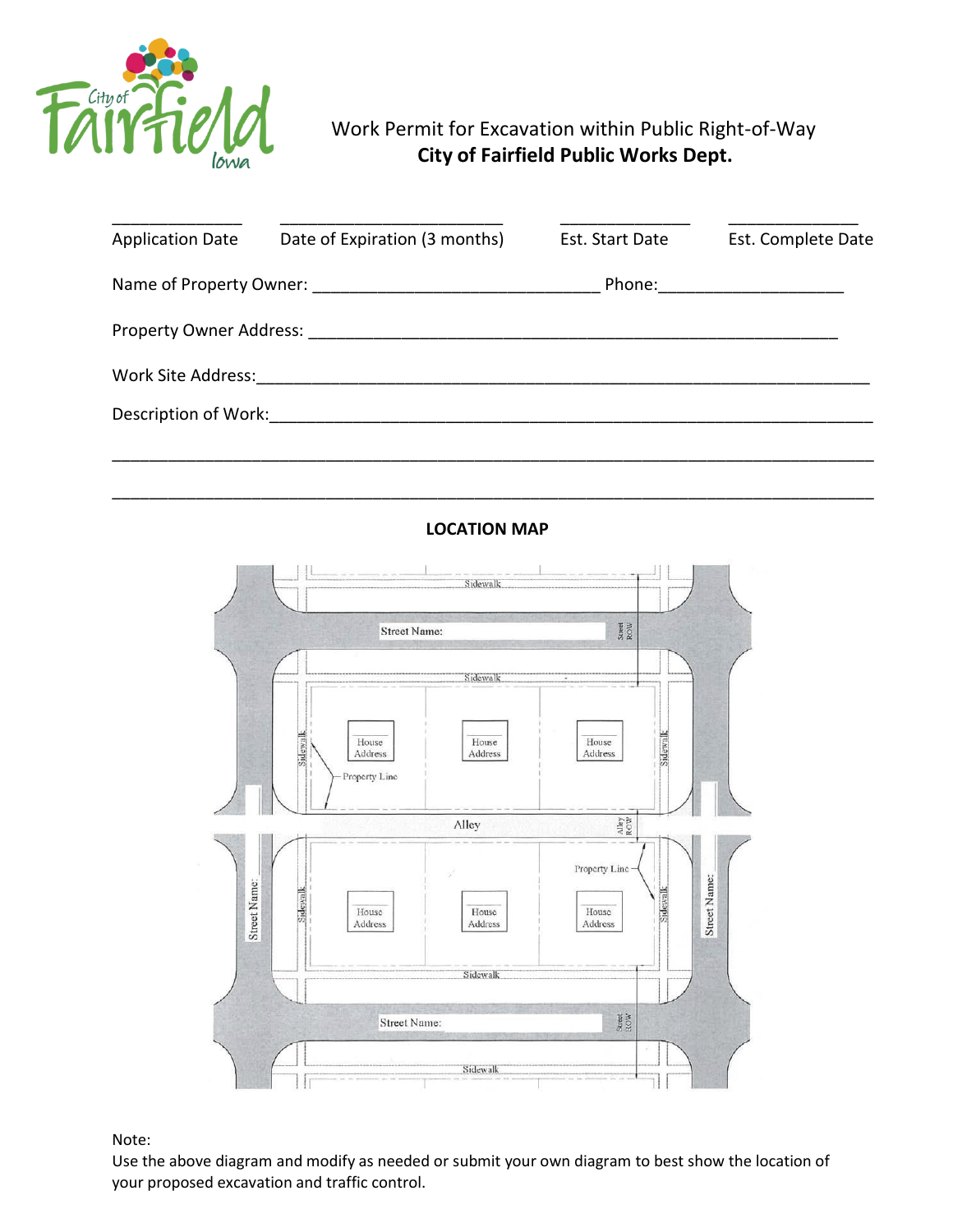# Work Permit for Excavation within Public Right-of-Way

## City of Fairfield Public Works Dept.

| ______________ | ______________________ | ______________ | ______________ |
|---|---|---|---|
| Application Date | Date of Expiration (3 months) | Est. Start Date | Est. Complete Date |

Name of Property Owner: ______________________________ Phone: ____________________

Property Owner Address: ____________________________________________________________

Work Site Address: _________________________________________________________________

Description of Work: _______________________________________________________________

____________________________________________________________________________________

____________________________________________________________________________________

**LOCATION MAP**

Note:
Use the above diagram and modify as needed or submit your own diagram to best show the location of your proposed excavation and traffic control.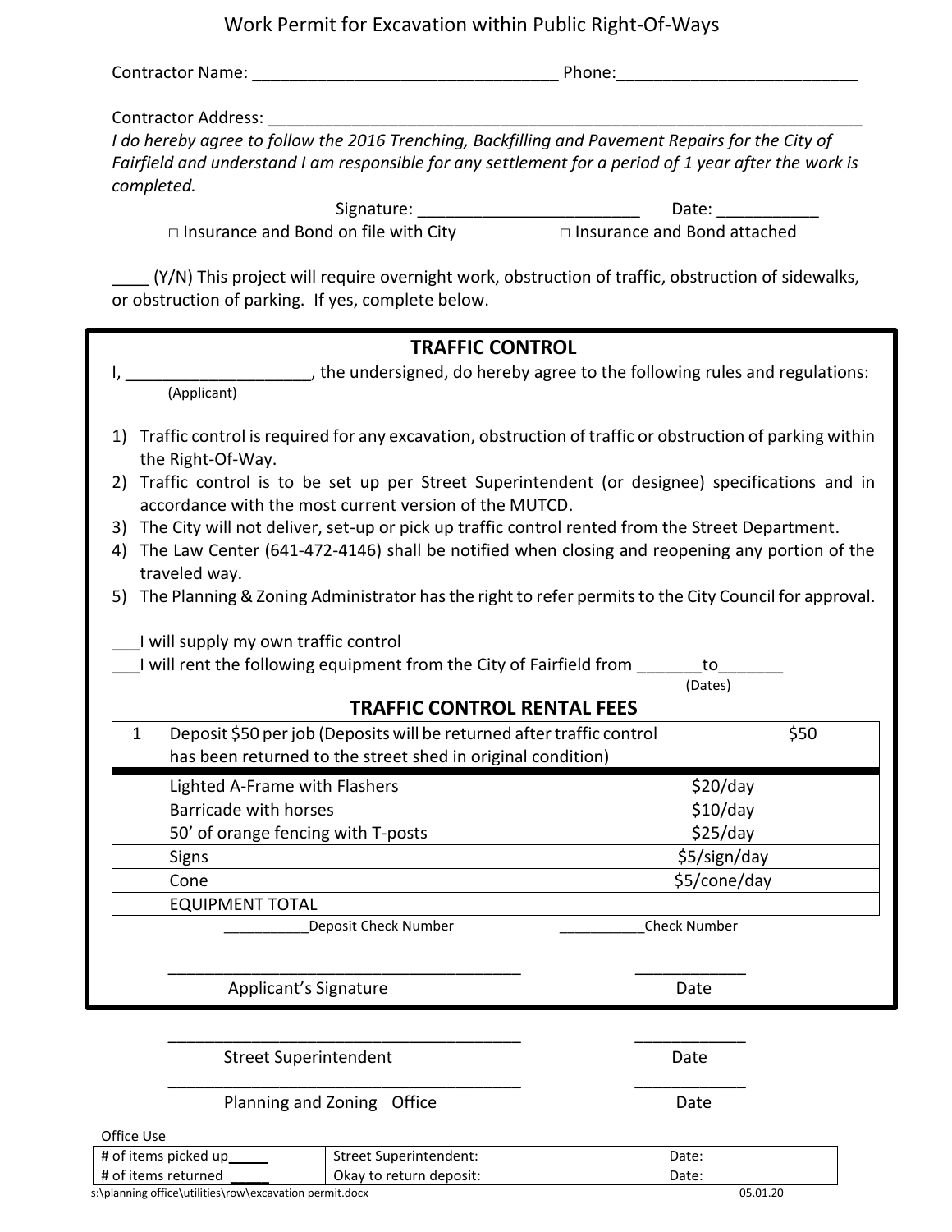# Work Permit for Excavation within Public Right-Of-Ways

Contractor Name: ________________________________ Phone:_________________________

Contractor Address: _______________________________________________________________

*I do hereby agree to follow the 2016 Trenching, Backfilling and Pavement Repairs for the City of Fairfield and understand I am responsible for any settlement for a period of 1 year after the work is completed.*

Signature: _______________________ Date: ___________

□ Insurance and Bond on file with City □ Insurance and Bond attached

____ (Y/N) This project will require overnight work, obstruction of traffic, obstruction of sidewalks, or obstruction of parking. If yes, complete below.

## TRAFFIC CONTROL

I, ____________________ (Applicant), the undersigned, do hereby agree to the following rules and regulations:

1) Traffic control is required for any excavation, obstruction of traffic or obstruction of parking within the Right-Of-Way.
2) Traffic control is to be set up per Street Superintendent (or designee) specifications and in accordance with the most current version of the MUTCD.
3) The City will not deliver, set-up or pick up traffic control rented from the Street Department.
4) The Law Center (641-472-4146) shall be notified when closing and reopening any portion of the traveled way.
5) The Planning & Zoning Administrator has the right to refer permits to the City Council for approval.

___I will supply my own traffic control

___I will rent the following equipment from the City of Fairfield from _______to_______ (Dates)

## TRAFFIC CONTROL RENTAL FEES

| | | | |
|---|---|---|---|
| 1 | Deposit $50 per job (Deposits will be returned after traffic control has been returned to the street shed in original condition) | | $50 |
| | Lighted A-Frame with Flashers | $20/day | |
| | Barricade with horses | $10/day | |
| | 50' of orange fencing with T-posts | $25/day | |
| | Signs | $5/sign/day | |
| | Cone | $5/cone/day | |
| | EQUIPMENT TOTAL | | |

___________Deposit Check Number ___________Check Number

_______________________________________ ____________

Applicant's Signature Date

_______________________________________ ____________

Street Superintendent Date

_______________________________________ ____________

Planning and Zoning Office Date

Office Use

| | | |
|---|---|---|
| # of items picked up_____ | Street Superintendent: | Date: |
| # of items returned _____ | Okay to return deposit: | Date: |

s:\planning office\utilities\row\excavation permit.docx 05.01.20